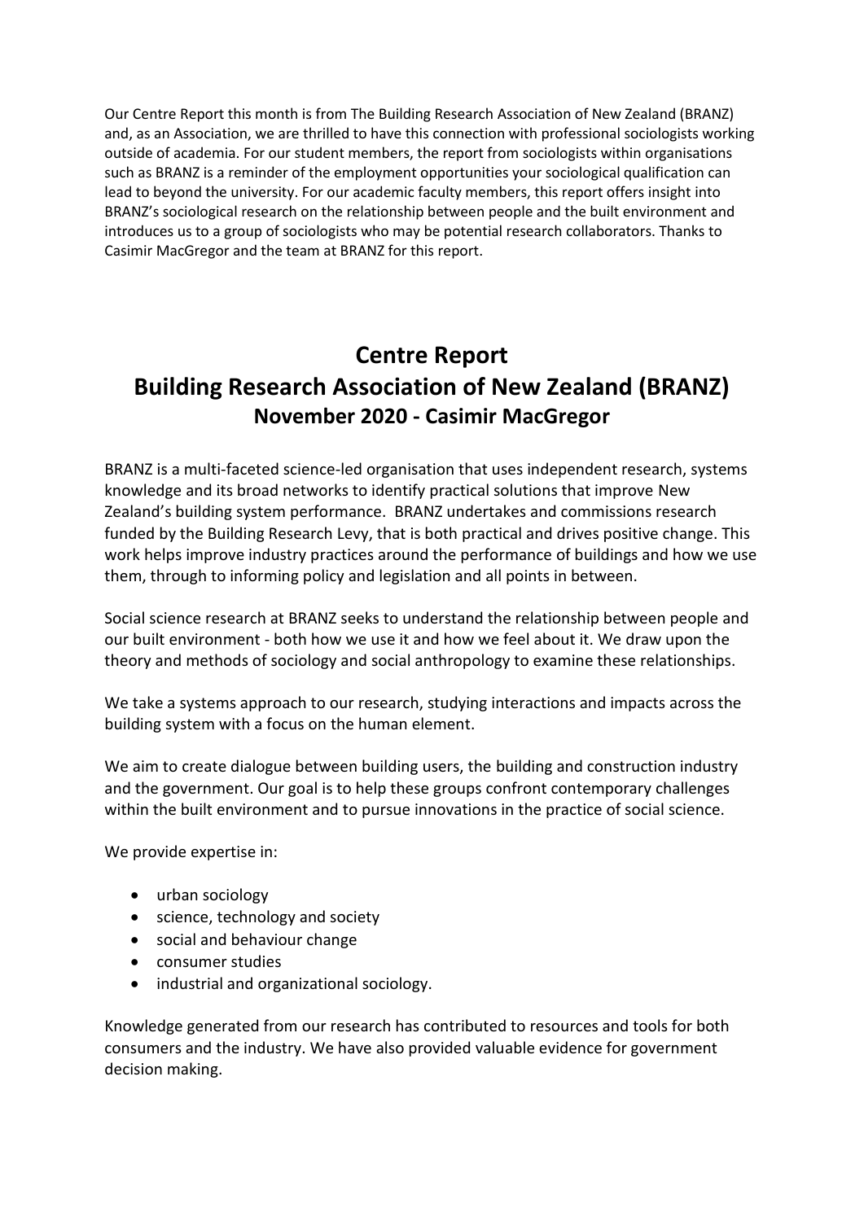Our Centre Report this month is from The Building Research Association of New Zealand (BRANZ) and, as an Association, we are thrilled to have this connection with professional sociologists working outside of academia. For our student members, the report from sociologists within organisations such as BRANZ is a reminder of the employment opportunities your sociological qualification can lead to beyond the university. For our academic faculty members, this report offers insight into BRANZ's sociological research on the relationship between people and the built environment and introduces us to a group of sociologists who may be potential research collaborators. Thanks to Casimir MacGregor and the team at BRANZ for this report.

# Centre Report
# Building Research Association of New Zealand (BRANZ)
## November 2020 - Casimir MacGregor

BRANZ is a multi-faceted science-led organisation that uses independent research, systems knowledge and its broad networks to identify practical solutions that improve New Zealand's building system performance. BRANZ undertakes and commissions research funded by the Building Research Levy, that is both practical and drives positive change. This work helps improve industry practices around the performance of buildings and how we use them, through to informing policy and legislation and all points in between.

Social science research at BRANZ seeks to understand the relationship between people and our built environment - both how we use it and how we feel about it. We draw upon the theory and methods of sociology and social anthropology to examine these relationships.

We take a systems approach to our research, studying interactions and impacts across the building system with a focus on the human element.

We aim to create dialogue between building users, the building and construction industry and the government. Our goal is to help these groups confront contemporary challenges within the built environment and to pursue innovations in the practice of social science.

We provide expertise in:

- urban sociology
- science, technology and society
- social and behaviour change
- consumer studies
- industrial and organizational sociology.

Knowledge generated from our research has contributed to resources and tools for both consumers and the industry. We have also provided valuable evidence for government decision making.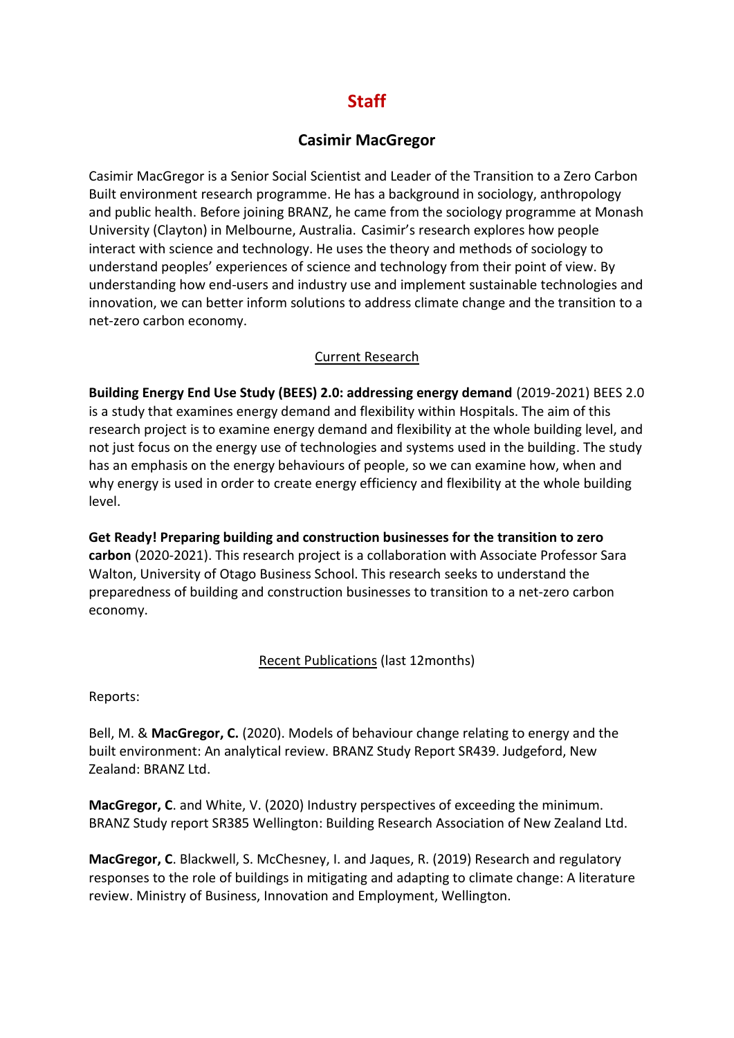# Staff

## Casimir MacGregor

Casimir MacGregor is a Senior Social Scientist and Leader of the Transition to a Zero Carbon Built environment research programme. He has a background in sociology, anthropology and public health. Before joining BRANZ, he came from the sociology programme at Monash University (Clayton) in Melbourne, Australia. Casimir's research explores how people interact with science and technology. He uses the theory and methods of sociology to understand peoples' experiences of science and technology from their point of view. By understanding how end-users and industry use and implement sustainable technologies and innovation, we can better inform solutions to address climate change and the transition to a net-zero carbon economy.

### Current Research

**Building Energy End Use Study (BEES) 2.0: addressing energy demand** (2019-2021) BEES 2.0 is a study that examines energy demand and flexibility within Hospitals. The aim of this research project is to examine energy demand and flexibility at the whole building level, and not just focus on the energy use of technologies and systems used in the building. The study has an emphasis on the energy behaviours of people, so we can examine how, when and why energy is used in order to create energy efficiency and flexibility at the whole building level.

**Get Ready! Preparing building and construction businesses for the transition to zero carbon** (2020-2021). This research project is a collaboration with Associate Professor Sara Walton, University of Otago Business School. This research seeks to understand the preparedness of building and construction businesses to transition to a net-zero carbon economy.

### Recent Publications (last 12months)

Reports:

Bell, M. & **MacGregor, C.** (2020). Models of behaviour change relating to energy and the built environment: An analytical review. BRANZ Study Report SR439. Judgeford, New Zealand: BRANZ Ltd.

**MacGregor, C**. and White, V. (2020) Industry perspectives of exceeding the minimum. BRANZ Study report SR385 Wellington: Building Research Association of New Zealand Ltd.

**MacGregor, C**. Blackwell, S. McChesney, I. and Jaques, R. (2019) Research and regulatory responses to the role of buildings in mitigating and adapting to climate change: A literature review. Ministry of Business, Innovation and Employment, Wellington.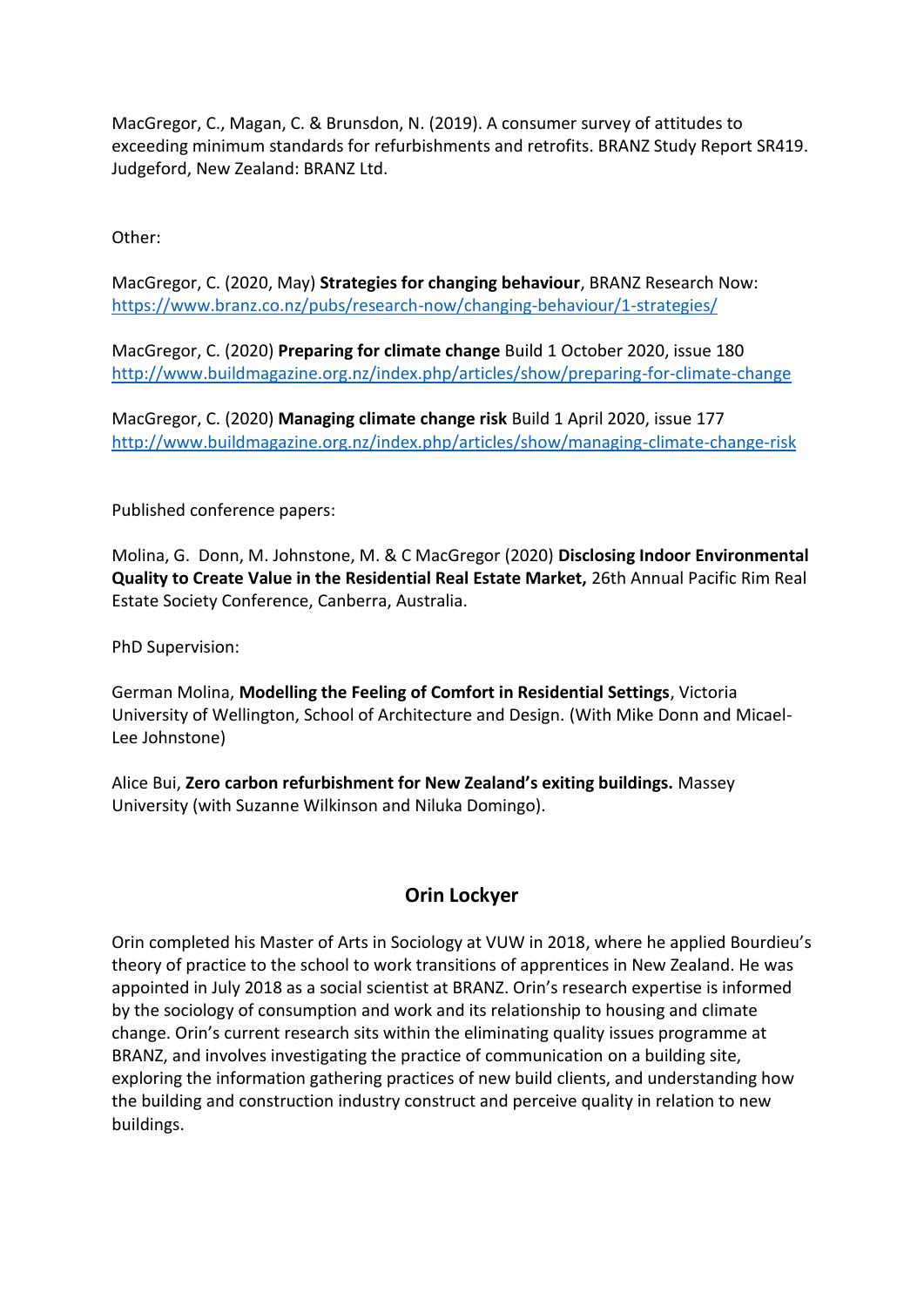MacGregor, C., Magan, C. & Brunsdon, N. (2019). A consumer survey of attitudes to exceeding minimum standards for refurbishments and retrofits. BRANZ Study Report SR419. Judgeford, New Zealand: BRANZ Ltd.

Other:

MacGregor, C. (2020, May) **Strategies for changing behaviour**, BRANZ Research Now: [https://www.branz.co.nz/pubs/research-now/changing-behaviour/1-strategies/](https://www.branz.co.nz/pubs/research-now/changing-behaviour/1-strategies/)

MacGregor, C. (2020) **Preparing for climate change** Build 1 October 2020, issue 180 [http://www.buildmagazine.org.nz/index.php/articles/show/preparing-for-climate-change](http://www.buildmagazine.org.nz/index.php/articles/show/preparing-for-climate-change)

MacGregor, C. (2020) **Managing climate change risk** Build 1 April 2020, issue 177 [http://www.buildmagazine.org.nz/index.php/articles/show/managing-climate-change-risk](http://www.buildmagazine.org.nz/index.php/articles/show/managing-climate-change-risk)

Published conference papers:

Molina, G. Donn, M. Johnstone, M. & C MacGregor (2020) **Disclosing Indoor Environmental Quality to Create Value in the Residential Real Estate Market,** 26th Annual Pacific Rim Real Estate Society Conference, Canberra, Australia.

PhD Supervision:

German Molina, **Modelling the Feeling of Comfort in Residential Settings**, Victoria University of Wellington, School of Architecture and Design. (With Mike Donn and Micael-Lee Johnstone)

Alice Bui, **Zero carbon refurbishment for New Zealand's exiting buildings.** Massey University (with Suzanne Wilkinson and Niluka Domingo).

## Orin Lockyer

Orin completed his Master of Arts in Sociology at VUW in 2018, where he applied Bourdieu's theory of practice to the school to work transitions of apprentices in New Zealand. He was appointed in July 2018 as a social scientist at BRANZ. Orin's research expertise is informed by the sociology of consumption and work and its relationship to housing and climate change. Orin's current research sits within the eliminating quality issues programme at BRANZ, and involves investigating the practice of communication on a building site, exploring the information gathering practices of new build clients, and understanding how the building and construction industry construct and perceive quality in relation to new buildings.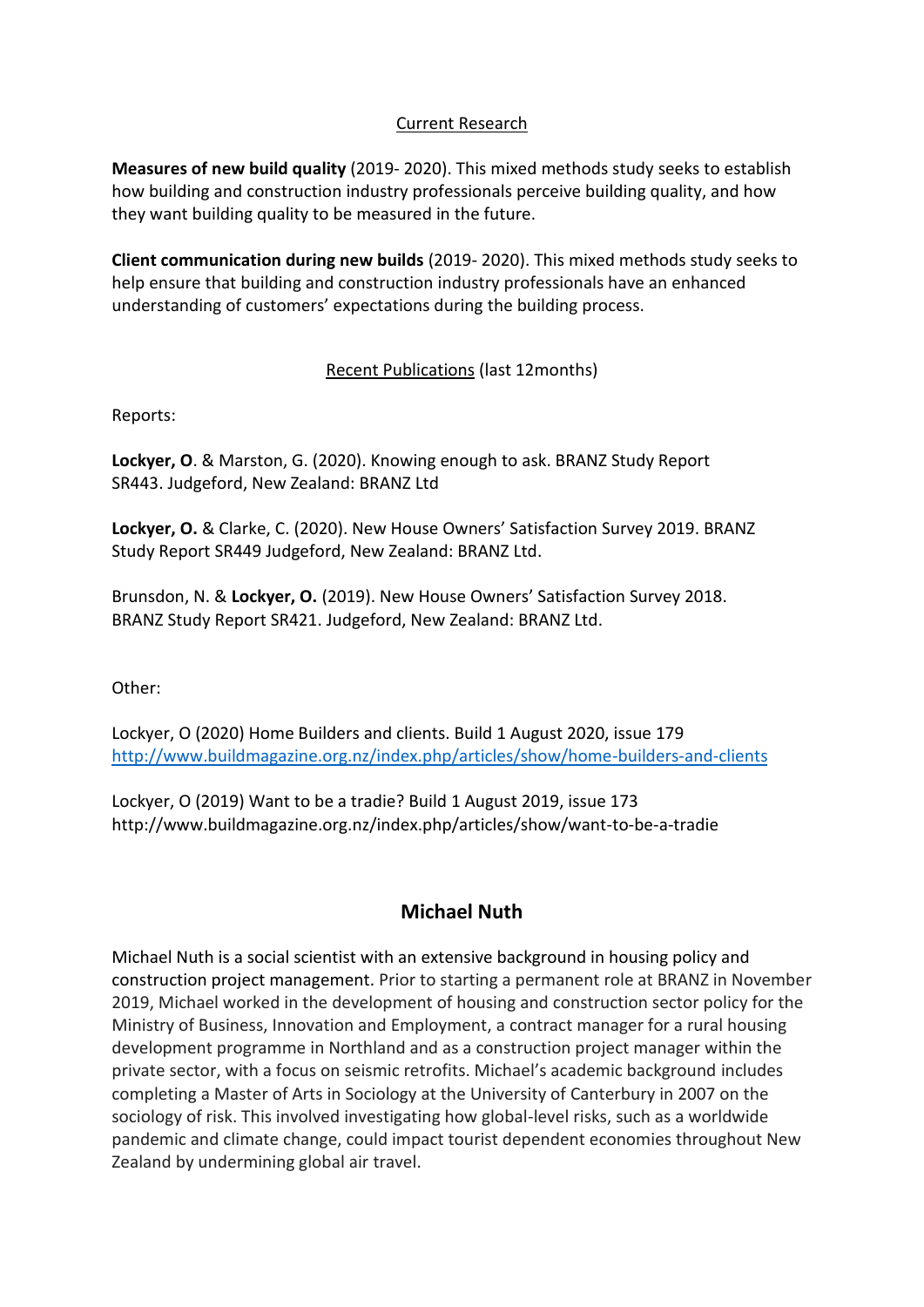<u>Current Research</u>

**Measures of new build quality** (2019- 2020). This mixed methods study seeks to establish how building and construction industry professionals perceive building quality, and how they want building quality to be measured in the future.

**Client communication during new builds** (2019- 2020). This mixed methods study seeks to help ensure that building and construction industry professionals have an enhanced understanding of customers' expectations during the building process.

<u>Recent Publications</u> (last 12months)

Reports:

**Lockyer, O**. & Marston, G. (2020). Knowing enough to ask. BRANZ Study Report SR443. Judgeford, New Zealand: BRANZ Ltd

**Lockyer, O.** & Clarke, C. (2020). New House Owners' Satisfaction Survey 2019. BRANZ Study Report SR449 Judgeford, New Zealand: BRANZ Ltd.

Brunsdon, N. & **Lockyer, O.** (2019). New House Owners' Satisfaction Survey 2018. BRANZ Study Report SR421. Judgeford, New Zealand: BRANZ Ltd.

Other:

Lockyer, O (2020) Home Builders and clients. Build 1 August 2020, issue 179 http://www.buildmagazine.org.nz/index.php/articles/show/home-builders-and-clients

Lockyer, O (2019) Want to be a tradie? Build 1 August 2019, issue 173 http://www.buildmagazine.org.nz/index.php/articles/show/want-to-be-a-tradie

## Michael Nuth

Michael Nuth is a social scientist with an extensive background in housing policy and construction project management. Prior to starting a permanent role at BRANZ in November 2019, Michael worked in the development of housing and construction sector policy for the Ministry of Business, Innovation and Employment, a contract manager for a rural housing development programme in Northland and as a construction project manager within the private sector, with a focus on seismic retrofits. Michael's academic background includes completing a Master of Arts in Sociology at the University of Canterbury in 2007 on the sociology of risk. This involved investigating how global-level risks, such as a worldwide pandemic and climate change, could impact tourist dependent economies throughout New Zealand by undermining global air travel.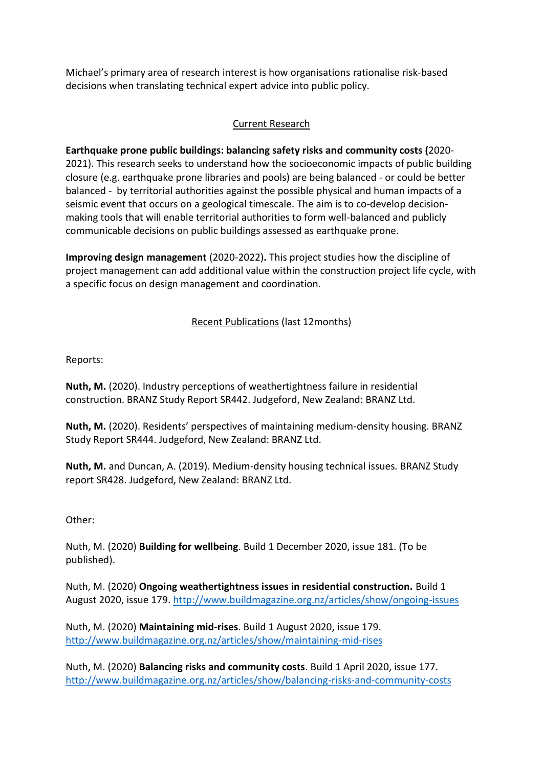Michael's primary area of research interest is how organisations rationalise risk-based decisions when translating technical expert advice into public policy.

## Current Research

**Earthquake prone public buildings: balancing safety risks and community costs (**2020-2021). This research seeks to understand how the socioeconomic impacts of public building closure (e.g. earthquake prone libraries and pools) are being balanced - or could be better balanced - by territorial authorities against the possible physical and human impacts of a seismic event that occurs on a geological timescale. The aim is to co-develop decision-making tools that will enable territorial authorities to form well-balanced and publicly communicable decisions on public buildings assessed as earthquake prone.

**Improving design management** (2020-2022)**.** This project studies how the discipline of project management can add additional value within the construction project life cycle, with a specific focus on design management and coordination.

## Recent Publications (last 12months)

Reports:

**Nuth, M.** (2020). Industry perceptions of weathertightness failure in residential construction. BRANZ Study Report SR442. Judgeford, New Zealand: BRANZ Ltd.

**Nuth, M.** (2020). Residents' perspectives of maintaining medium-density housing. BRANZ Study Report SR444. Judgeford, New Zealand: BRANZ Ltd.

**Nuth, M.** and Duncan, A. (2019). Medium-density housing technical issues*.* BRANZ Study report SR428. Judgeford, New Zealand: BRANZ Ltd.

Other:

Nuth, M. (2020) **Building for wellbeing**. Build 1 December 2020, issue 181. (To be published).

Nuth, M. (2020) **Ongoing weathertightness issues in residential construction.** Build 1 August 2020, issue 179. http://www.buildmagazine.org.nz/articles/show/ongoing-issues

Nuth, M. (2020) **Maintaining mid-rises**. Build 1 August 2020, issue 179. http://www.buildmagazine.org.nz/articles/show/maintaining-mid-rises

Nuth, M. (2020) **Balancing risks and community costs**. Build 1 April 2020, issue 177. http://www.buildmagazine.org.nz/articles/show/balancing-risks-and-community-costs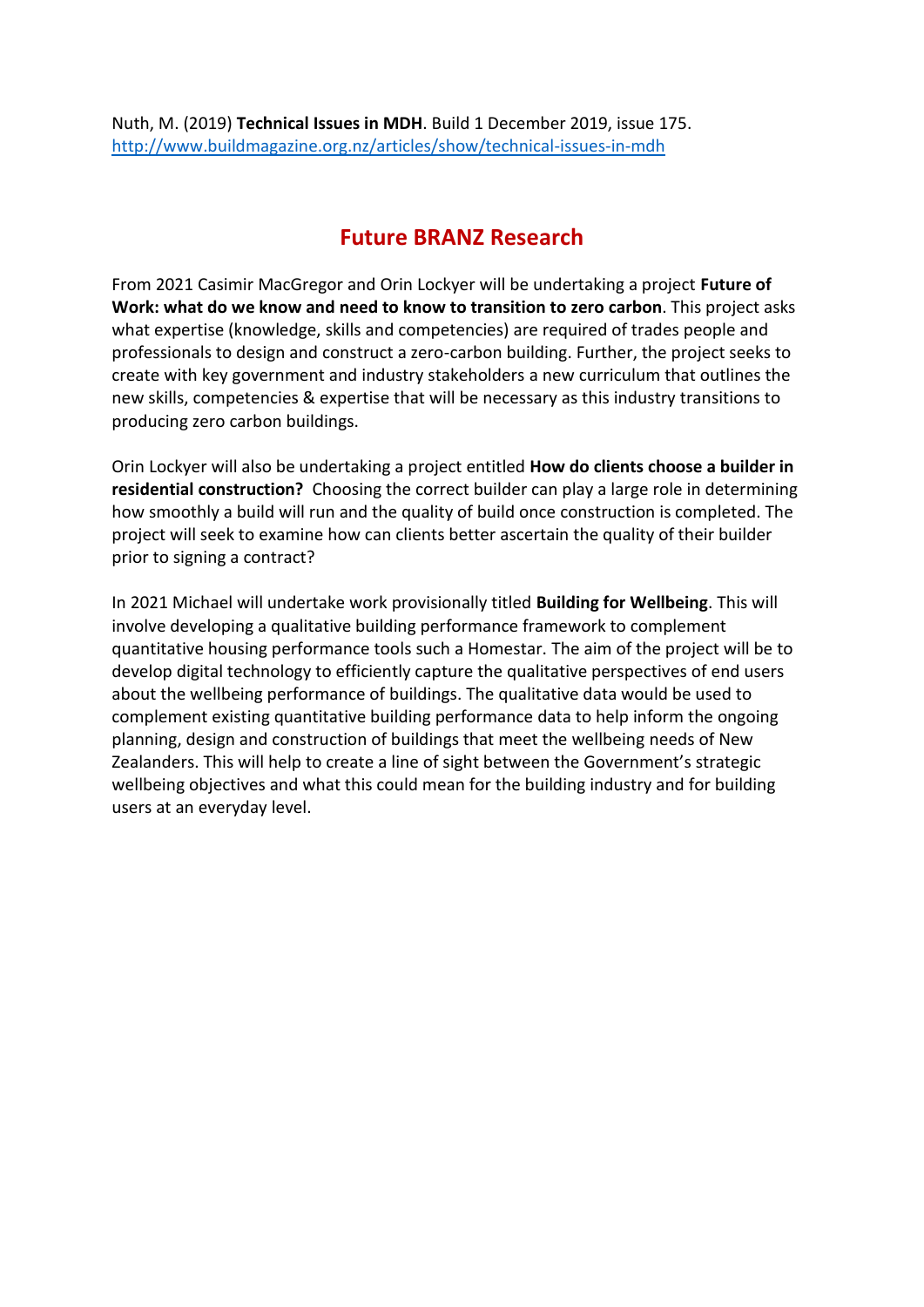Nuth, M. (2019) **Technical Issues in MDH**. Build 1 December 2019, issue 175. http://www.buildmagazine.org.nz/articles/show/technical-issues-in-mdh

## Future BRANZ Research

From 2021 Casimir MacGregor and Orin Lockyer will be undertaking a project **Future of Work: what do we know and need to know to transition to zero carbon**. This project asks what expertise (knowledge, skills and competencies) are required of trades people and professionals to design and construct a zero-carbon building. Further, the project seeks to create with key government and industry stakeholders a new curriculum that outlines the new skills, competencies & expertise that will be necessary as this industry transitions to producing zero carbon buildings.

Orin Lockyer will also be undertaking a project entitled **How do clients choose a builder in residential construction?** Choosing the correct builder can play a large role in determining how smoothly a build will run and the quality of build once construction is completed. The project will seek to examine how can clients better ascertain the quality of their builder prior to signing a contract?

In 2021 Michael will undertake work provisionally titled **Building for Wellbeing**. This will involve developing a qualitative building performance framework to complement quantitative housing performance tools such a Homestar. The aim of the project will be to develop digital technology to efficiently capture the qualitative perspectives of end users about the wellbeing performance of buildings. The qualitative data would be used to complement existing quantitative building performance data to help inform the ongoing planning, design and construction of buildings that meet the wellbeing needs of New Zealanders. This will help to create a line of sight between the Government's strategic wellbeing objectives and what this could mean for the building industry and for building users at an everyday level.